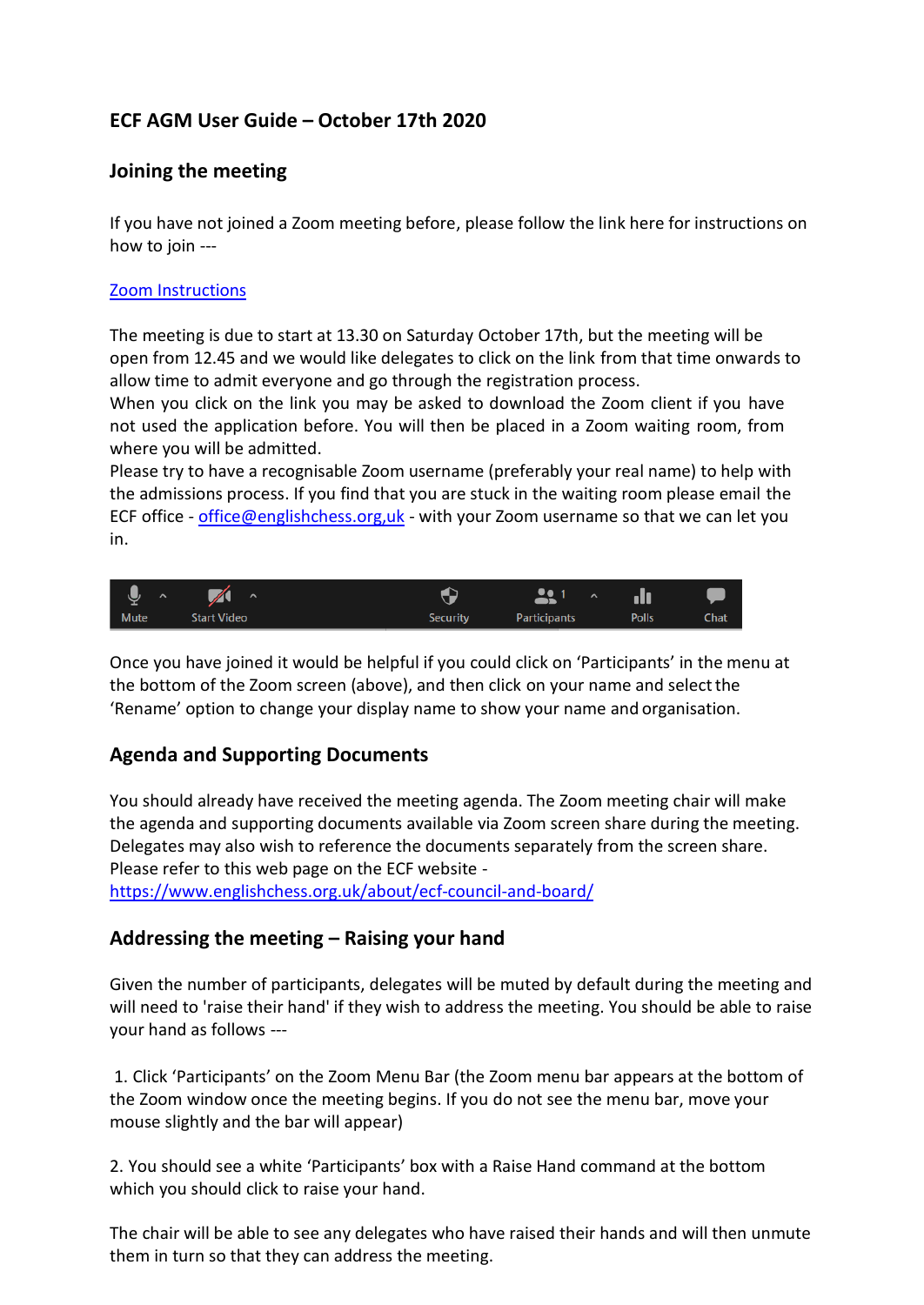# ECF AGM User Guide – October 17th 2020

## Joining the meeting

If you have not joined a Zoom meeting before, please follow the link here for instructions on how to join ---

[Zoom Instructions]()

The meeting is due to start at 13.30 on Saturday October 17th, but the meeting will be open from 12.45 and we would like delegates to click on the link from that time onwards to allow time to admit everyone and go through the registration process.

When you click on the link you may be asked to download the Zoom client if you have not used the application before. You will then be placed in a Zoom waiting room, from where you will be admitted.

Please try to have a recognisable Zoom username (preferably your real name) to help with the admissions process. If you find that you are stuck in the waiting room please email the ECF office - office@englishchess.org,uk - with your Zoom username so that we can let you in.

Mute | Start Video | Security | Participants 1 | Polls | Chat

Once you have joined it would be helpful if you could click on 'Participants' in the menu at the bottom of the Zoom screen (above), and then click on your name and select the 'Rename' option to change your display name to show your name and organisation.

## Agenda and Supporting Documents

You should already have received the meeting agenda. The Zoom meeting chair will make the agenda and supporting documents available via Zoom screen share during the meeting. Delegates may also wish to reference the documents separately from the screen share. Please refer to this web page on the ECF website -
https://www.englishchess.org.uk/about/ecf-council-and-board/

## Addressing the meeting – Raising your hand

Given the number of participants, delegates will be muted by default during the meeting and will need to 'raise their hand' if they wish to address the meeting. You should be able to raise your hand as follows ---

1. Click 'Participants' on the Zoom Menu Bar (the Zoom menu bar appears at the bottom of the Zoom window once the meeting begins. If you do not see the menu bar, move your mouse slightly and the bar will appear)

2. You should see a white 'Participants' box with a Raise Hand command at the bottom which you should click to raise your hand.

The chair will be able to see any delegates who have raised their hands and will then unmute them in turn so that they can address the meeting.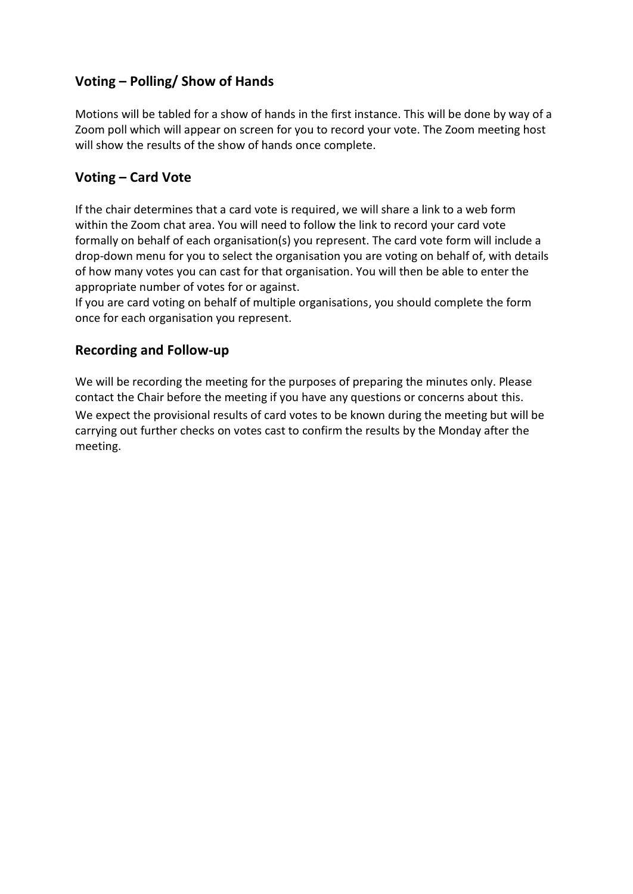## Voting – Polling/ Show of Hands

Motions will be tabled for a show of hands in the first instance. This will be done by way of a Zoom poll which will appear on screen for you to record your vote. The Zoom meeting host will show the results of the show of hands once complete.

## Voting – Card Vote

If the chair determines that a card vote is required, we will share a link to a web form within the Zoom chat area. You will need to follow the link to record your card vote formally on behalf of each organisation(s) you represent. The card vote form will include a drop-down menu for you to select the organisation you are voting on behalf of, with details of how many votes you can cast for that organisation. You will then be able to enter the appropriate number of votes for or against.

If you are card voting on behalf of multiple organisations, you should complete the form once for each organisation you represent.

## Recording and Follow-up

We will be recording the meeting for the purposes of preparing the minutes only. Please contact the Chair before the meeting if you have any questions or concerns about this.

We expect the provisional results of card votes to be known during the meeting but will be carrying out further checks on votes cast to confirm the results by the Monday after the meeting.